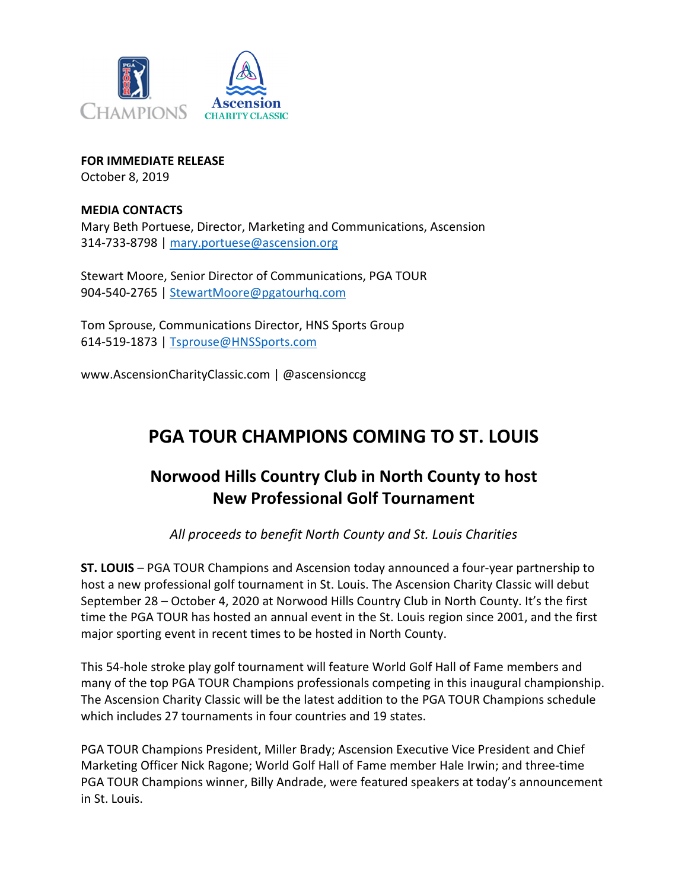**FOR IMMEDIATE RELEASE**
October 8, 2019

**MEDIA CONTACTS**
Mary Beth Portuese, Director, Marketing and Communications, Ascension
314-733-8798 | mary.portuese@ascension.org

Stewart Moore, Senior Director of Communications, PGA TOUR
904-540-2765 | StewartMoore@pgatourhq.com

Tom Sprouse, Communications Director, HNS Sports Group
614-519-1873 | Tsprouse@HNSSports.com

www.AscensionCharityClassic.com | @ascensionccg

# PGA TOUR CHAMPIONS COMING TO ST. LOUIS

## Norwood Hills Country Club in North County to host New Professional Golf Tournament

*All proceeds to benefit North County and St. Louis Charities*

**ST. LOUIS** – PGA TOUR Champions and Ascension today announced a four-year partnership to host a new professional golf tournament in St. Louis. The Ascension Charity Classic will debut September 28 – October 4, 2020 at Norwood Hills Country Club in North County. It's the first time the PGA TOUR has hosted an annual event in the St. Louis region since 2001, and the first major sporting event in recent times to be hosted in North County.

This 54-hole stroke play golf tournament will feature World Golf Hall of Fame members and many of the top PGA TOUR Champions professionals competing in this inaugural championship. The Ascension Charity Classic will be the latest addition to the PGA TOUR Champions schedule which includes 27 tournaments in four countries and 19 states.

PGA TOUR Champions President, Miller Brady; Ascension Executive Vice President and Chief Marketing Officer Nick Ragone; World Golf Hall of Fame member Hale Irwin; and three-time PGA TOUR Champions winner, Billy Andrade, were featured speakers at today's announcement in St. Louis.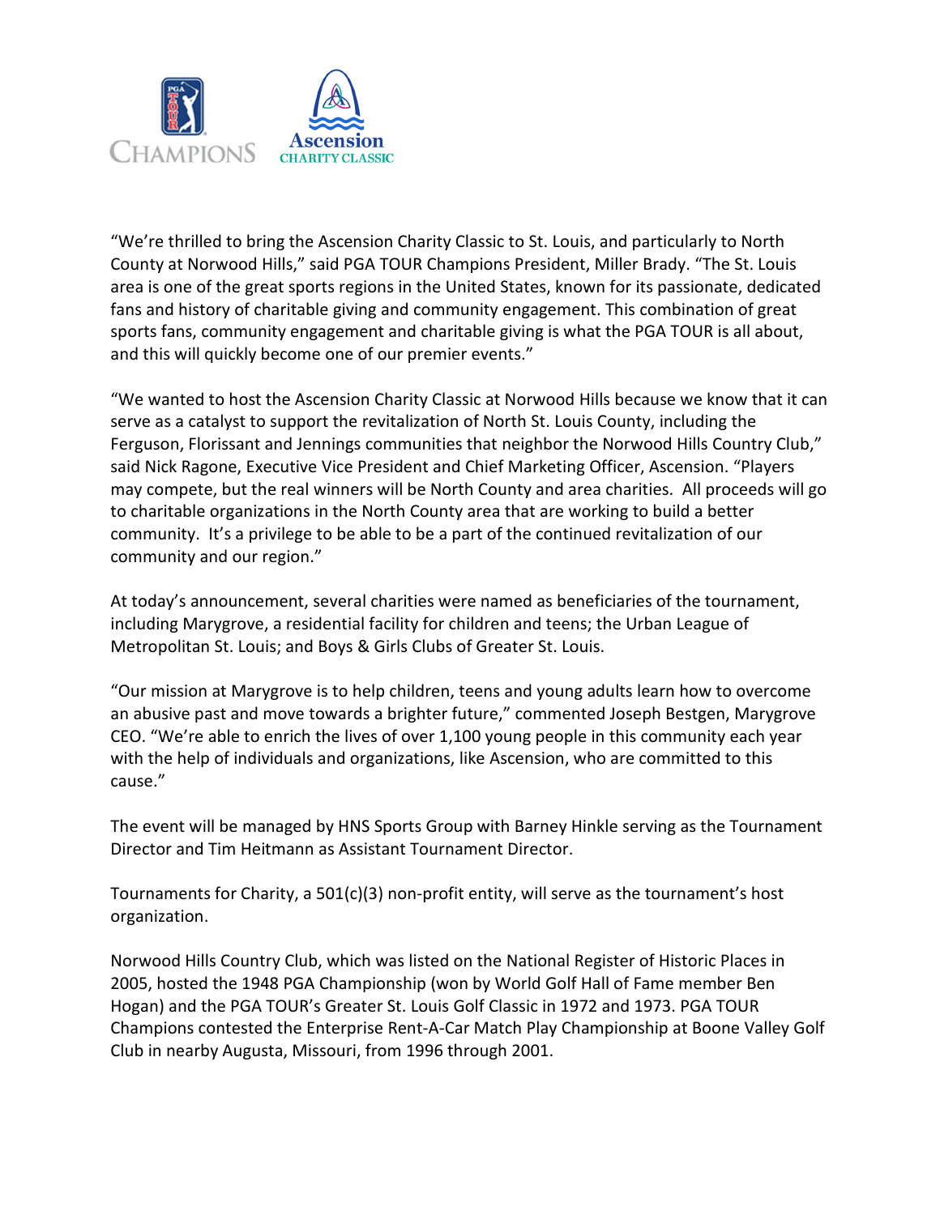"We're thrilled to bring the Ascension Charity Classic to St. Louis, and particularly to North County at Norwood Hills," said PGA TOUR Champions President, Miller Brady. "The St. Louis area is one of the great sports regions in the United States, known for its passionate, dedicated fans and history of charitable giving and community engagement. This combination of great sports fans, community engagement and charitable giving is what the PGA TOUR is all about, and this will quickly become one of our premier events."

"We wanted to host the Ascension Charity Classic at Norwood Hills because we know that it can serve as a catalyst to support the revitalization of North St. Louis County, including the Ferguson, Florissant and Jennings communities that neighbor the Norwood Hills Country Club," said Nick Ragone, Executive Vice President and Chief Marketing Officer, Ascension. "Players may compete, but the real winners will be North County and area charities. All proceeds will go to charitable organizations in the North County area that are working to build a better community. It's a privilege to be able to be a part of the continued revitalization of our community and our region."

At today's announcement, several charities were named as beneficiaries of the tournament, including Marygrove, a residential facility for children and teens; the Urban League of Metropolitan St. Louis; and Boys & Girls Clubs of Greater St. Louis.

"Our mission at Marygrove is to help children, teens and young adults learn how to overcome an abusive past and move towards a brighter future," commented Joseph Bestgen, Marygrove CEO. "We're able to enrich the lives of over 1,100 young people in this community each year with the help of individuals and organizations, like Ascension, who are committed to this cause."

The event will be managed by HNS Sports Group with Barney Hinkle serving as the Tournament Director and Tim Heitmann as Assistant Tournament Director.

Tournaments for Charity, a 501(c)(3) non-profit entity, will serve as the tournament's host organization.

Norwood Hills Country Club, which was listed on the National Register of Historic Places in 2005, hosted the 1948 PGA Championship (won by World Golf Hall of Fame member Ben Hogan) and the PGA TOUR's Greater St. Louis Golf Classic in 1972 and 1973. PGA TOUR Champions contested the Enterprise Rent-A-Car Match Play Championship at Boone Valley Golf Club in nearby Augusta, Missouri, from 1996 through 2001.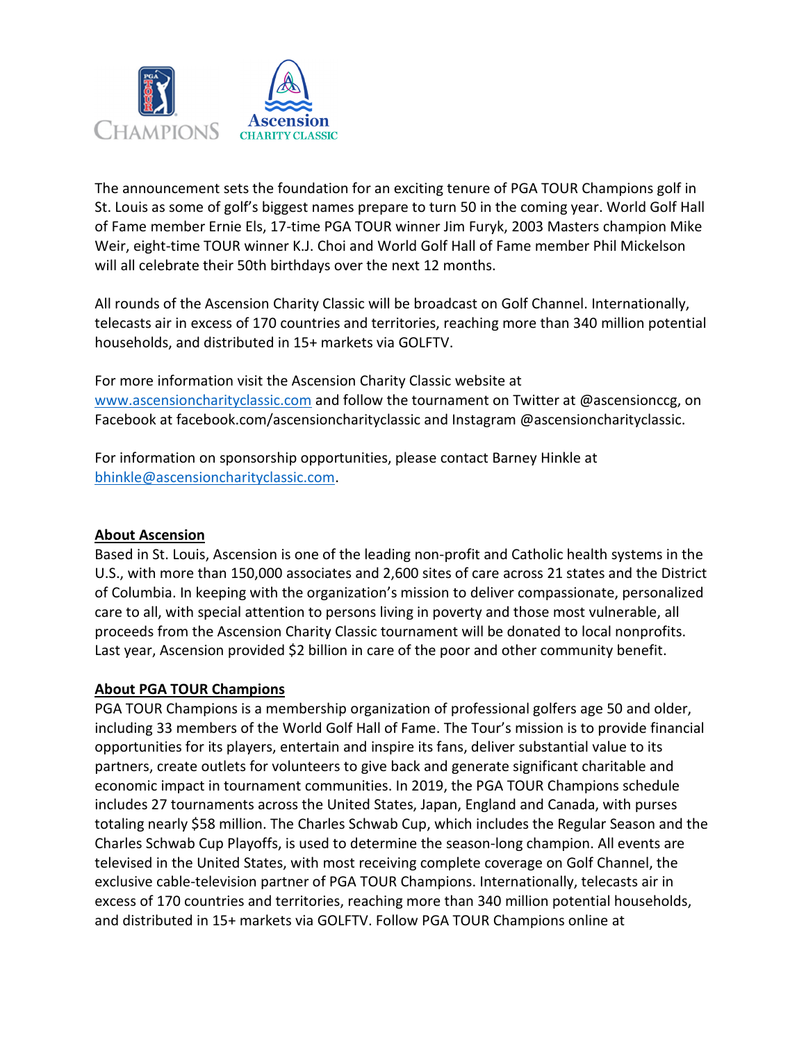The announcement sets the foundation for an exciting tenure of PGA TOUR Champions golf in St. Louis as some of golf's biggest names prepare to turn 50 in the coming year. World Golf Hall of Fame member Ernie Els, 17-time PGA TOUR winner Jim Furyk, 2003 Masters champion Mike Weir, eight-time TOUR winner K.J. Choi and World Golf Hall of Fame member Phil Mickelson will all celebrate their 50th birthdays over the next 12 months.

All rounds of the Ascension Charity Classic will be broadcast on Golf Channel. Internationally, telecasts air in excess of 170 countries and territories, reaching more than 340 million potential households, and distributed in 15+ markets via GOLFTV.

For more information visit the Ascension Charity Classic website at www.ascensioncharityclassic.com and follow the tournament on Twitter at @ascensionccg, on Facebook at facebook.com/ascensioncharityclassic and Instagram @ascensioncharityclassic.

For information on sponsorship opportunities, please contact Barney Hinkle at bhinkle@ascensioncharityclassic.com.

## About Ascension

Based in St. Louis, Ascension is one of the leading non-profit and Catholic health systems in the U.S., with more than 150,000 associates and 2,600 sites of care across 21 states and the District of Columbia. In keeping with the organization's mission to deliver compassionate, personalized care to all, with special attention to persons living in poverty and those most vulnerable, all proceeds from the Ascension Charity Classic tournament will be donated to local nonprofits. Last year, Ascension provided $2 billion in care of the poor and other community benefit.

## About PGA TOUR Champions

PGA TOUR Champions is a membership organization of professional golfers age 50 and older, including 33 members of the World Golf Hall of Fame. The Tour's mission is to provide financial opportunities for its players, entertain and inspire its fans, deliver substantial value to its partners, create outlets for volunteers to give back and generate significant charitable and economic impact in tournament communities. In 2019, the PGA TOUR Champions schedule includes 27 tournaments across the United States, Japan, England and Canada, with purses totaling nearly $58 million. The Charles Schwab Cup, which includes the Regular Season and the Charles Schwab Cup Playoffs, is used to determine the season-long champion. All events are televised in the United States, with most receiving complete coverage on Golf Channel, the exclusive cable-television partner of PGA TOUR Champions. Internationally, telecasts air in excess of 170 countries and territories, reaching more than 340 million potential households, and distributed in 15+ markets via GOLFTV. Follow PGA TOUR Champions online at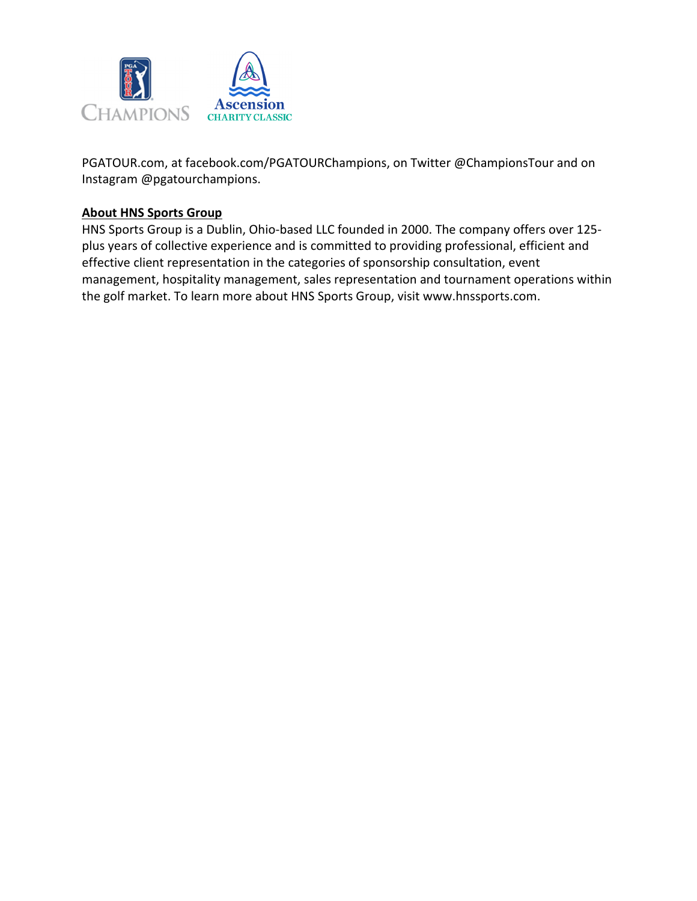PGATOUR.com, at facebook.com/PGATOURChampions, on Twitter @ChampionsTour and on Instagram @pgatourchampions.

**About HNS Sports Group**

HNS Sports Group is a Dublin, Ohio-based LLC founded in 2000. The company offers over 125-plus years of collective experience and is committed to providing professional, efficient and effective client representation in the categories of sponsorship consultation, event management, hospitality management, sales representation and tournament operations within the golf market. To learn more about HNS Sports Group, visit www.hnssports.com.